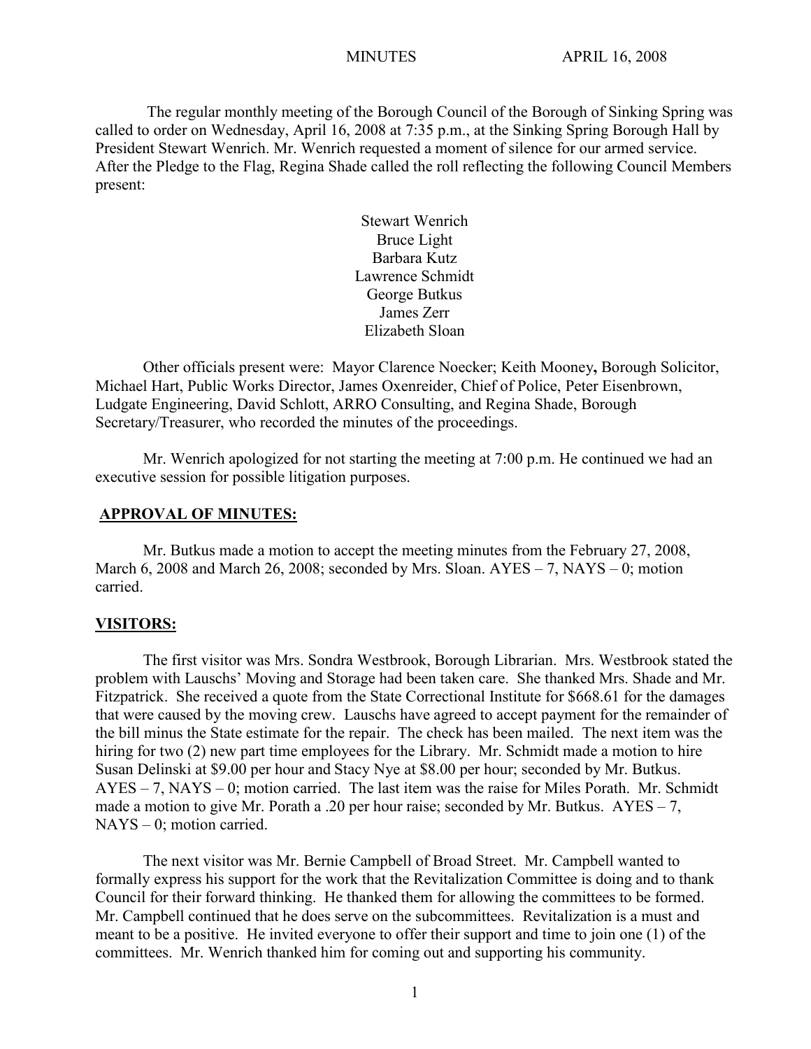The regular monthly meeting of the Borough Council of the Borough of Sinking Spring was called to order on Wednesday, April 16, 2008 at 7:35 p.m., at the Sinking Spring Borough Hall by President Stewart Wenrich. Mr. Wenrich requested a moment of silence for our armed service. After the Pledge to the Flag, Regina Shade called the roll reflecting the following Council Members present:

Stewart Wenrich
Bruce Light
Barbara Kutz
Lawrence Schmidt
George Butkus
James Zerr
Elizabeth Sloan

Other officials present were: Mayor Clarence Noecker; Keith Mooney**,** Borough Solicitor, Michael Hart, Public Works Director, James Oxenreider, Chief of Police, Peter Eisenbrown, Ludgate Engineering, David Schlott, ARRO Consulting, and Regina Shade, Borough Secretary/Treasurer, who recorded the minutes of the proceedings.

Mr. Wenrich apologized for not starting the meeting at 7:00 p.m. He continued we had an executive session for possible litigation purposes.

## APPROVAL OF MINUTES:

Mr. Butkus made a motion to accept the meeting minutes from the February 27, 2008, March 6, 2008 and March 26, 2008; seconded by Mrs. Sloan. AYES – 7, NAYS – 0; motion carried.

## VISITORS:

The first visitor was Mrs. Sondra Westbrook, Borough Librarian. Mrs. Westbrook stated the problem with Lauschs' Moving and Storage had been taken care. She thanked Mrs. Shade and Mr. Fitzpatrick. She received a quote from the State Correctional Institute for $668.61 for the damages that were caused by the moving crew. Lauschs have agreed to accept payment for the remainder of the bill minus the State estimate for the repair. The check has been mailed. The next item was the hiring for two (2) new part time employees for the Library. Mr. Schmidt made a motion to hire Susan Delinski at $9.00 per hour and Stacy Nye at $8.00 per hour; seconded by Mr. Butkus. AYES – 7, NAYS – 0; motion carried. The last item was the raise for Miles Porath. Mr. Schmidt made a motion to give Mr. Porath a .20 per hour raise; seconded by Mr. Butkus. AYES – 7, NAYS – 0; motion carried.

The next visitor was Mr. Bernie Campbell of Broad Street. Mr. Campbell wanted to formally express his support for the work that the Revitalization Committee is doing and to thank Council for their forward thinking. He thanked them for allowing the committees to be formed. Mr. Campbell continued that he does serve on the subcommittees. Revitalization is a must and meant to be a positive. He invited everyone to offer their support and time to join one (1) of the committees. Mr. Wenrich thanked him for coming out and supporting his community.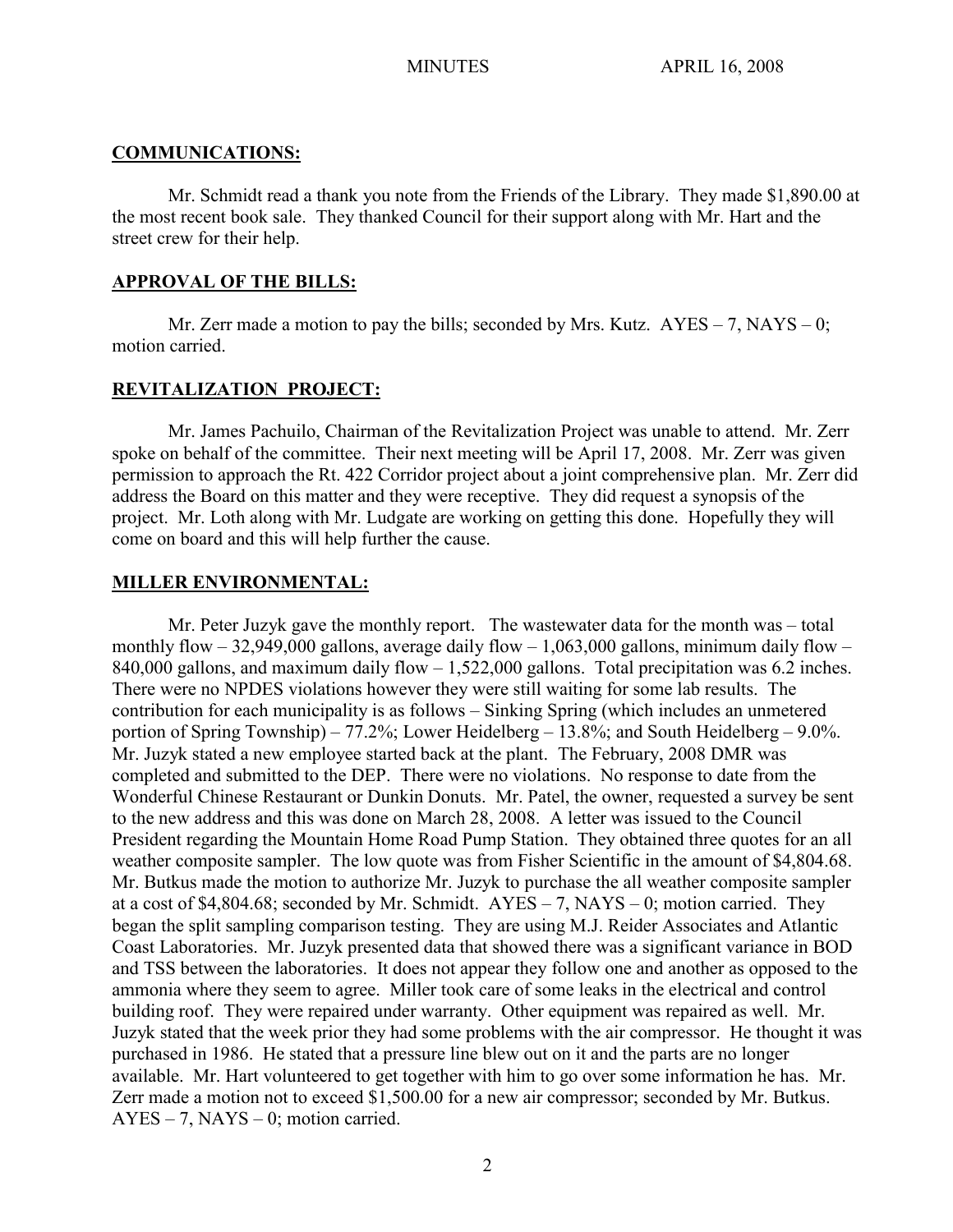**COMMUNICATIONS:**

Mr. Schmidt read a thank you note from the Friends of the Library. They made $1,890.00 at the most recent book sale. They thanked Council for their support along with Mr. Hart and the street crew for their help.

**APPROVAL OF THE BILLS:**

Mr. Zerr made a motion to pay the bills; seconded by Mrs. Kutz. AYES – 7, NAYS – 0; motion carried.

**REVITALIZATION PROJECT:**

Mr. James Pachuilo, Chairman of the Revitalization Project was unable to attend. Mr. Zerr spoke on behalf of the committee. Their next meeting will be April 17, 2008. Mr. Zerr was given permission to approach the Rt. 422 Corridor project about a joint comprehensive plan. Mr. Zerr did address the Board on this matter and they were receptive. They did request a synopsis of the project. Mr. Loth along with Mr. Ludgate are working on getting this done. Hopefully they will come on board and this will help further the cause.

**MILLER ENVIRONMENTAL:**

Mr. Peter Juzyk gave the monthly report. The wastewater data for the month was – total monthly flow – 32,949,000 gallons, average daily flow – 1,063,000 gallons, minimum daily flow – 840,000 gallons, and maximum daily flow – 1,522,000 gallons. Total precipitation was 6.2 inches. There were no NPDES violations however they were still waiting for some lab results. The contribution for each municipality is as follows – Sinking Spring (which includes an unmetered portion of Spring Township) – 77.2%; Lower Heidelberg – 13.8%; and South Heidelberg – 9.0%. Mr. Juzyk stated a new employee started back at the plant. The February, 2008 DMR was completed and submitted to the DEP. There were no violations. No response to date from the Wonderful Chinese Restaurant or Dunkin Donuts. Mr. Patel, the owner, requested a survey be sent to the new address and this was done on March 28, 2008. A letter was issued to the Council President regarding the Mountain Home Road Pump Station. They obtained three quotes for an all weather composite sampler. The low quote was from Fisher Scientific in the amount of $4,804.68. Mr. Butkus made the motion to authorize Mr. Juzyk to purchase the all weather composite sampler at a cost of $4,804.68; seconded by Mr. Schmidt. AYES – 7, NAYS – 0; motion carried. They began the split sampling comparison testing. They are using M.J. Reider Associates and Atlantic Coast Laboratories. Mr. Juzyk presented data that showed there was a significant variance in BOD and TSS between the laboratories. It does not appear they follow one and another as opposed to the ammonia where they seem to agree. Miller took care of some leaks in the electrical and control building roof. They were repaired under warranty. Other equipment was repaired as well. Mr. Juzyk stated that the week prior they had some problems with the air compressor. He thought it was purchased in 1986. He stated that a pressure line blew out on it and the parts are no longer available. Mr. Hart volunteered to get together with him to go over some information he has. Mr. Zerr made a motion not to exceed $1,500.00 for a new air compressor; seconded by Mr. Butkus. AYES – 7, NAYS – 0; motion carried.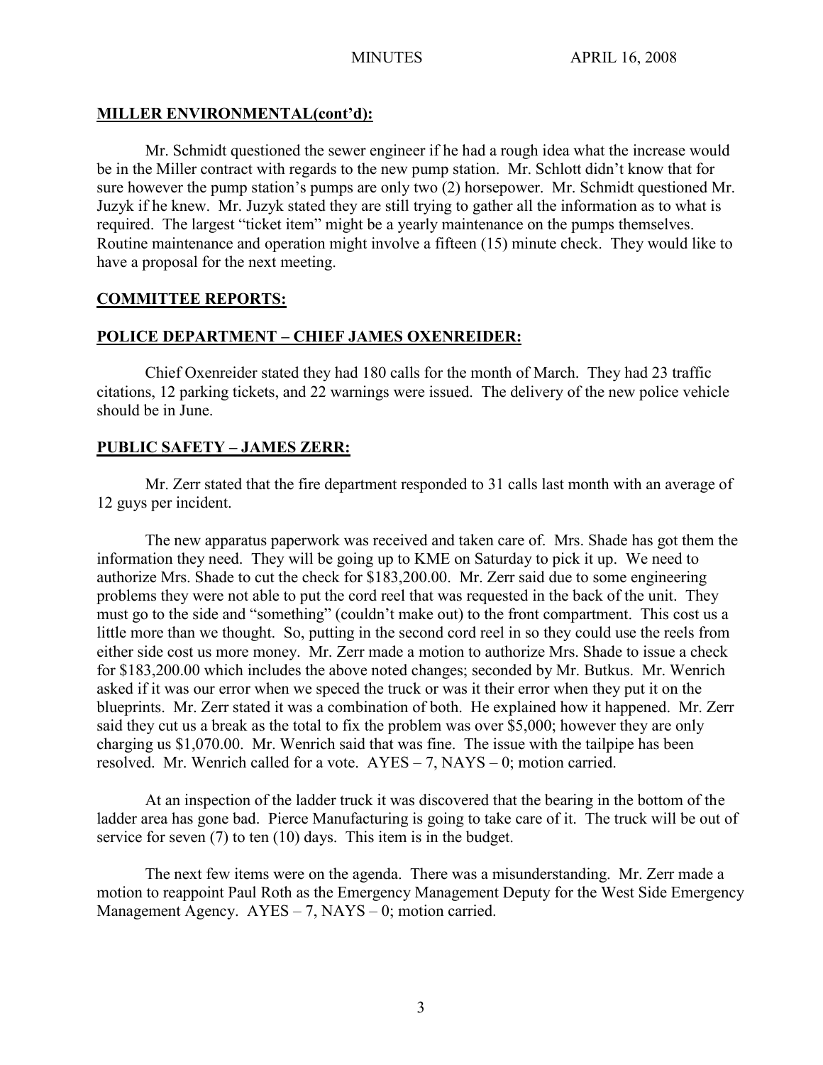## MILLER ENVIRONMENTAL(cont'd):

Mr. Schmidt questioned the sewer engineer if he had a rough idea what the increase would be in the Miller contract with regards to the new pump station. Mr. Schlott didn't know that for sure however the pump station's pumps are only two (2) horsepower. Mr. Schmidt questioned Mr. Juzyk if he knew. Mr. Juzyk stated they are still trying to gather all the information as to what is required. The largest "ticket item" might be a yearly maintenance on the pumps themselves. Routine maintenance and operation might involve a fifteen (15) minute check. They would like to have a proposal for the next meeting.

## COMMITTEE REPORTS:

## POLICE DEPARTMENT – CHIEF JAMES OXENREIDER:

Chief Oxenreider stated they had 180 calls for the month of March. They had 23 traffic citations, 12 parking tickets, and 22 warnings were issued. The delivery of the new police vehicle should be in June.

## PUBLIC SAFETY – JAMES ZERR:

Mr. Zerr stated that the fire department responded to 31 calls last month with an average of 12 guys per incident.

The new apparatus paperwork was received and taken care of. Mrs. Shade has got them the information they need. They will be going up to KME on Saturday to pick it up. We need to authorize Mrs. Shade to cut the check for $183,200.00. Mr. Zerr said due to some engineering problems they were not able to put the cord reel that was requested in the back of the unit. They must go to the side and "something" (couldn't make out) to the front compartment. This cost us a little more than we thought. So, putting in the second cord reel in so they could use the reels from either side cost us more money. Mr. Zerr made a motion to authorize Mrs. Shade to issue a check for $183,200.00 which includes the above noted changes; seconded by Mr. Butkus. Mr. Wenrich asked if it was our error when we speced the truck or was it their error when they put it on the blueprints. Mr. Zerr stated it was a combination of both. He explained how it happened. Mr. Zerr said they cut us a break as the total to fix the problem was over $5,000; however they are only charging us $1,070.00. Mr. Wenrich said that was fine. The issue with the tailpipe has been resolved. Mr. Wenrich called for a vote. AYES – 7, NAYS – 0; motion carried.

At an inspection of the ladder truck it was discovered that the bearing in the bottom of the ladder area has gone bad. Pierce Manufacturing is going to take care of it. The truck will be out of service for seven (7) to ten (10) days. This item is in the budget.

The next few items were on the agenda. There was a misunderstanding. Mr. Zerr made a motion to reappoint Paul Roth as the Emergency Management Deputy for the West Side Emergency Management Agency. AYES – 7, NAYS – 0; motion carried.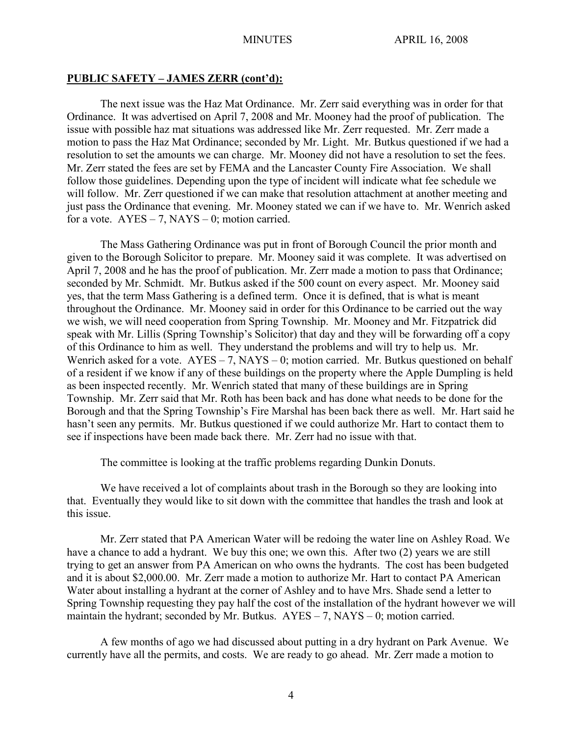**PUBLIC SAFETY – JAMES ZERR (cont'd):**

The next issue was the Haz Mat Ordinance. Mr. Zerr said everything was in order for that Ordinance. It was advertised on April 7, 2008 and Mr. Mooney had the proof of publication. The issue with possible haz mat situations was addressed like Mr. Zerr requested. Mr. Zerr made a motion to pass the Haz Mat Ordinance; seconded by Mr. Light. Mr. Butkus questioned if we had a resolution to set the amounts we can charge. Mr. Mooney did not have a resolution to set the fees. Mr. Zerr stated the fees are set by FEMA and the Lancaster County Fire Association. We shall follow those guidelines. Depending upon the type of incident will indicate what fee schedule we will follow. Mr. Zerr questioned if we can make that resolution attachment at another meeting and just pass the Ordinance that evening. Mr. Mooney stated we can if we have to. Mr. Wenrich asked for a vote. AYES – 7, NAYS – 0; motion carried.

The Mass Gathering Ordinance was put in front of Borough Council the prior month and given to the Borough Solicitor to prepare. Mr. Mooney said it was complete. It was advertised on April 7, 2008 and he has the proof of publication. Mr. Zerr made a motion to pass that Ordinance; seconded by Mr. Schmidt. Mr. Butkus asked if the 500 count on every aspect. Mr. Mooney said yes, that the term Mass Gathering is a defined term. Once it is defined, that is what is meant throughout the Ordinance. Mr. Mooney said in order for this Ordinance to be carried out the way we wish, we will need cooperation from Spring Township. Mr. Mooney and Mr. Fitzpatrick did speak with Mr. Lillis (Spring Township's Solicitor) that day and they will be forwarding off a copy of this Ordinance to him as well. They understand the problems and will try to help us. Mr. Wenrich asked for a vote. AYES – 7, NAYS – 0; motion carried. Mr. Butkus questioned on behalf of a resident if we know if any of these buildings on the property where the Apple Dumpling is held as been inspected recently. Mr. Wenrich stated that many of these buildings are in Spring Township. Mr. Zerr said that Mr. Roth has been back and has done what needs to be done for the Borough and that the Spring Township's Fire Marshal has been back there as well. Mr. Hart said he hasn't seen any permits. Mr. Butkus questioned if we could authorize Mr. Hart to contact them to see if inspections have been made back there. Mr. Zerr had no issue with that.

The committee is looking at the traffic problems regarding Dunkin Donuts.

We have received a lot of complaints about trash in the Borough so they are looking into that. Eventually they would like to sit down with the committee that handles the trash and look at this issue.

Mr. Zerr stated that PA American Water will be redoing the water line on Ashley Road. We have a chance to add a hydrant. We buy this one; we own this. After two (2) years we are still trying to get an answer from PA American on who owns the hydrants. The cost has been budgeted and it is about $2,000.00. Mr. Zerr made a motion to authorize Mr. Hart to contact PA American Water about installing a hydrant at the corner of Ashley and to have Mrs. Shade send a letter to Spring Township requesting they pay half the cost of the installation of the hydrant however we will maintain the hydrant; seconded by Mr. Butkus. AYES – 7, NAYS – 0; motion carried.

A few months of ago we had discussed about putting in a dry hydrant on Park Avenue. We currently have all the permits, and costs. We are ready to go ahead. Mr. Zerr made a motion to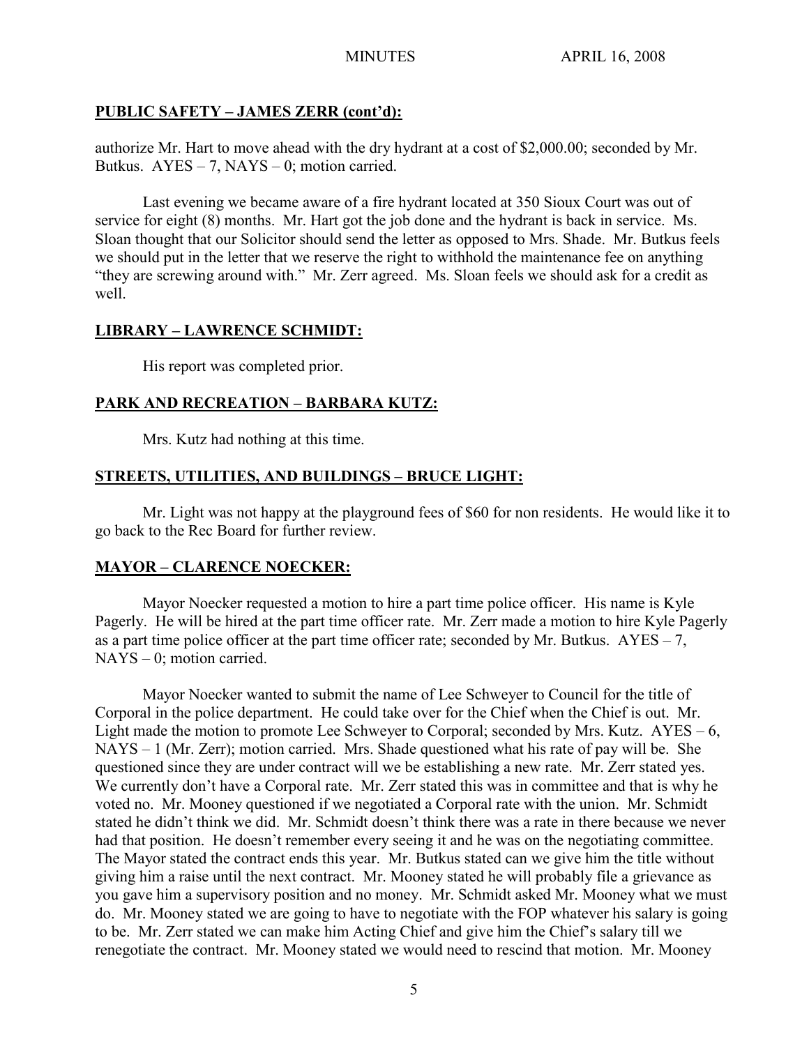## PUBLIC SAFETY – JAMES ZERR (cont'd):

authorize Mr. Hart to move ahead with the dry hydrant at a cost of $2,000.00; seconded by Mr. Butkus. AYES – 7, NAYS – 0; motion carried.

Last evening we became aware of a fire hydrant located at 350 Sioux Court was out of service for eight (8) months. Mr. Hart got the job done and the hydrant is back in service. Ms. Sloan thought that our Solicitor should send the letter as opposed to Mrs. Shade. Mr. Butkus feels we should put in the letter that we reserve the right to withhold the maintenance fee on anything "they are screwing around with." Mr. Zerr agreed. Ms. Sloan feels we should ask for a credit as well.

## LIBRARY – LAWRENCE SCHMIDT:

His report was completed prior.

## PARK AND RECREATION – BARBARA KUTZ:

Mrs. Kutz had nothing at this time.

## STREETS, UTILITIES, AND BUILDINGS – BRUCE LIGHT:

Mr. Light was not happy at the playground fees of $60 for non residents. He would like it to go back to the Rec Board for further review.

## MAYOR – CLARENCE NOECKER:

Mayor Noecker requested a motion to hire a part time police officer. His name is Kyle Pagerly. He will be hired at the part time officer rate. Mr. Zerr made a motion to hire Kyle Pagerly as a part time police officer at the part time officer rate; seconded by Mr. Butkus. AYES – 7, NAYS – 0; motion carried.

Mayor Noecker wanted to submit the name of Lee Schweyer to Council for the title of Corporal in the police department. He could take over for the Chief when the Chief is out. Mr. Light made the motion to promote Lee Schweyer to Corporal; seconded by Mrs. Kutz. AYES – 6, NAYS – 1 (Mr. Zerr); motion carried. Mrs. Shade questioned what his rate of pay will be. She questioned since they are under contract will we be establishing a new rate. Mr. Zerr stated yes. We currently don't have a Corporal rate. Mr. Zerr stated this was in committee and that is why he voted no. Mr. Mooney questioned if we negotiated a Corporal rate with the union. Mr. Schmidt stated he didn't think we did. Mr. Schmidt doesn't think there was a rate in there because we never had that position. He doesn't remember every seeing it and he was on the negotiating committee. The Mayor stated the contract ends this year. Mr. Butkus stated can we give him the title without giving him a raise until the next contract. Mr. Mooney stated he will probably file a grievance as you gave him a supervisory position and no money. Mr. Schmidt asked Mr. Mooney what we must do. Mr. Mooney stated we are going to have to negotiate with the FOP whatever his salary is going to be. Mr. Zerr stated we can make him Acting Chief and give him the Chief's salary till we renegotiate the contract. Mr. Mooney stated we would need to rescind that motion. Mr. Mooney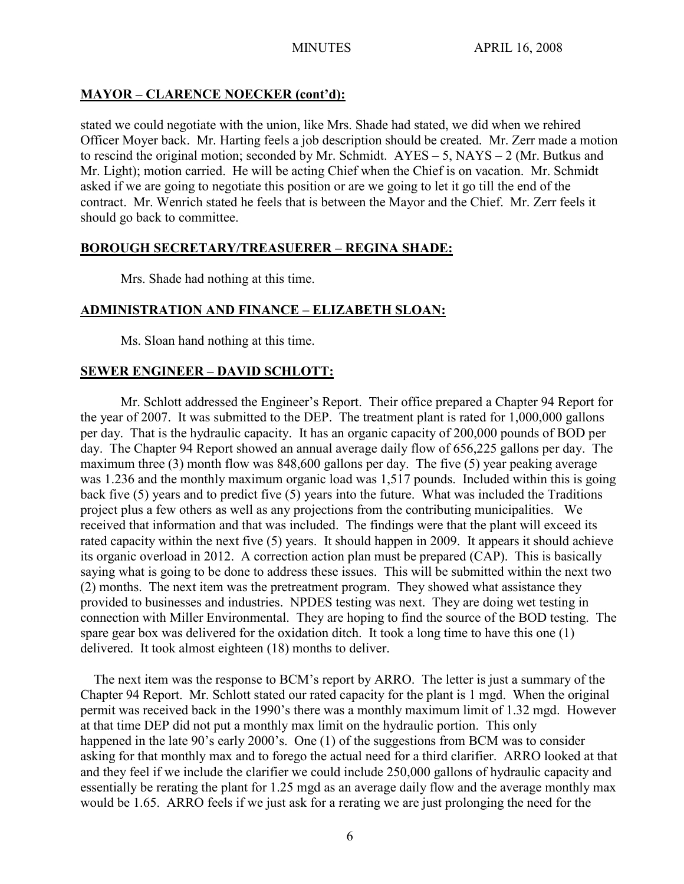## MAYOR – CLARENCE NOECKER (cont'd):

stated we could negotiate with the union, like Mrs. Shade had stated, we did when we rehired Officer Moyer back. Mr. Harting feels a job description should be created. Mr. Zerr made a motion to rescind the original motion; seconded by Mr. Schmidt. AYES – 5, NAYS – 2 (Mr. Butkus and Mr. Light); motion carried. He will be acting Chief when the Chief is on vacation. Mr. Schmidt asked if we are going to negotiate this position or are we going to let it go till the end of the contract. Mr. Wenrich stated he feels that is between the Mayor and the Chief. Mr. Zerr feels it should go back to committee.

## BOROUGH SECRETARY/TREASUERER – REGINA SHADE:

Mrs. Shade had nothing at this time.

## ADMINISTRATION AND FINANCE – ELIZABETH SLOAN:

Ms. Sloan hand nothing at this time.

## SEWER ENGINEER – DAVID SCHLOTT:

Mr. Schlott addressed the Engineer's Report. Their office prepared a Chapter 94 Report for the year of 2007. It was submitted to the DEP. The treatment plant is rated for 1,000,000 gallons per day. That is the hydraulic capacity. It has an organic capacity of 200,000 pounds of BOD per day. The Chapter 94 Report showed an annual average daily flow of 656,225 gallons per day. The maximum three (3) month flow was 848,600 gallons per day. The five (5) year peaking average was 1.236 and the monthly maximum organic load was 1,517 pounds. Included within this is going back five (5) years and to predict five (5) years into the future. What was included the Traditions project plus a few others as well as any projections from the contributing municipalities. We received that information and that was included. The findings were that the plant will exceed its rated capacity within the next five (5) years. It should happen in 2009. It appears it should achieve its organic overload in 2012. A correction action plan must be prepared (CAP). This is basically saying what is going to be done to address these issues. This will be submitted within the next two (2) months. The next item was the pretreatment program. They showed what assistance they provided to businesses and industries. NPDES testing was next. They are doing wet testing in connection with Miller Environmental. They are hoping to find the source of the BOD testing. The spare gear box was delivered for the oxidation ditch. It took a long time to have this one (1) delivered. It took almost eighteen (18) months to deliver.

The next item was the response to BCM's report by ARRO. The letter is just a summary of the Chapter 94 Report. Mr. Schlott stated our rated capacity for the plant is 1 mgd. When the original permit was received back in the 1990's there was a monthly maximum limit of 1.32 mgd. However at that time DEP did not put a monthly max limit on the hydraulic portion. This only happened in the late 90's early 2000's. One (1) of the suggestions from BCM was to consider asking for that monthly max and to forego the actual need for a third clarifier. ARRO looked at that and they feel if we include the clarifier we could include 250,000 gallons of hydraulic capacity and essentially be rerating the plant for 1.25 mgd as an average daily flow and the average monthly max would be 1.65. ARRO feels if we just ask for a rerating we are just prolonging the need for the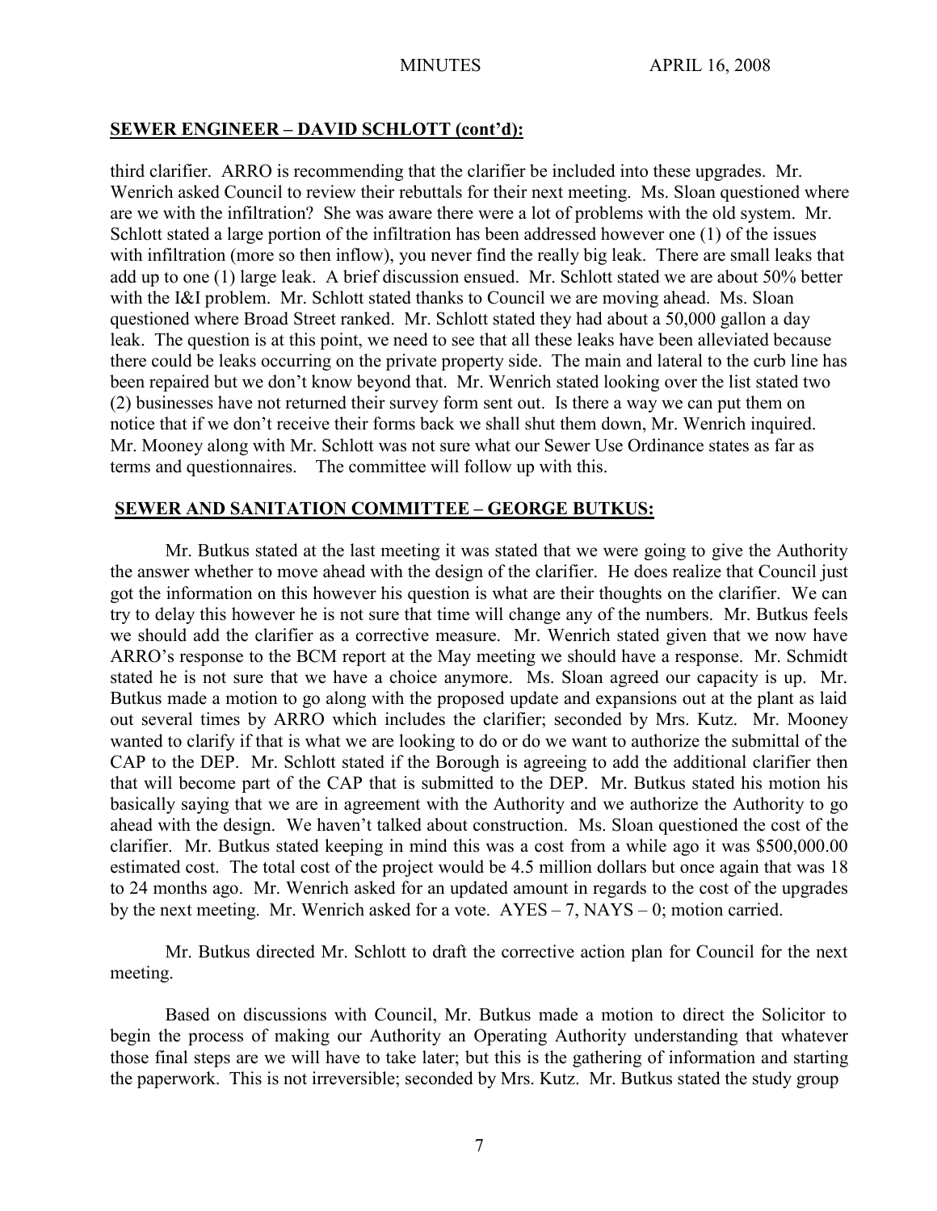## SEWER ENGINEER – DAVID SCHLOTT (cont'd):

third clarifier. ARRO is recommending that the clarifier be included into these upgrades. Mr. Wenrich asked Council to review their rebuttals for their next meeting. Ms. Sloan questioned where are we with the infiltration? She was aware there were a lot of problems with the old system. Mr. Schlott stated a large portion of the infiltration has been addressed however one (1) of the issues with infiltration (more so then inflow), you never find the really big leak. There are small leaks that add up to one (1) large leak. A brief discussion ensued. Mr. Schlott stated we are about 50% better with the I&I problem. Mr. Schlott stated thanks to Council we are moving ahead. Ms. Sloan questioned where Broad Street ranked. Mr. Schlott stated they had about a 50,000 gallon a day leak. The question is at this point, we need to see that all these leaks have been alleviated because there could be leaks occurring on the private property side. The main and lateral to the curb line has been repaired but we don't know beyond that. Mr. Wenrich stated looking over the list stated two (2) businesses have not returned their survey form sent out. Is there a way we can put them on notice that if we don't receive their forms back we shall shut them down, Mr. Wenrich inquired. Mr. Mooney along with Mr. Schlott was not sure what our Sewer Use Ordinance states as far as terms and questionnaires. The committee will follow up with this.

## SEWER AND SANITATION COMMITTEE – GEORGE BUTKUS:

Mr. Butkus stated at the last meeting it was stated that we were going to give the Authority the answer whether to move ahead with the design of the clarifier. He does realize that Council just got the information on this however his question is what are their thoughts on the clarifier. We can try to delay this however he is not sure that time will change any of the numbers. Mr. Butkus feels we should add the clarifier as a corrective measure. Mr. Wenrich stated given that we now have ARRO's response to the BCM report at the May meeting we should have a response. Mr. Schmidt stated he is not sure that we have a choice anymore. Ms. Sloan agreed our capacity is up. Mr. Butkus made a motion to go along with the proposed update and expansions out at the plant as laid out several times by ARRO which includes the clarifier; seconded by Mrs. Kutz. Mr. Mooney wanted to clarify if that is what we are looking to do or do we want to authorize the submittal of the CAP to the DEP. Mr. Schlott stated if the Borough is agreeing to add the additional clarifier then that will become part of the CAP that is submitted to the DEP. Mr. Butkus stated his motion his basically saying that we are in agreement with the Authority and we authorize the Authority to go ahead with the design. We haven't talked about construction. Ms. Sloan questioned the cost of the clarifier. Mr. Butkus stated keeping in mind this was a cost from a while ago it was $500,000.00 estimated cost. The total cost of the project would be 4.5 million dollars but once again that was 18 to 24 months ago. Mr. Wenrich asked for an updated amount in regards to the cost of the upgrades by the next meeting. Mr. Wenrich asked for a vote. AYES – 7, NAYS – 0; motion carried.

Mr. Butkus directed Mr. Schlott to draft the corrective action plan for Council for the next meeting.

Based on discussions with Council, Mr. Butkus made a motion to direct the Solicitor to begin the process of making our Authority an Operating Authority understanding that whatever those final steps are we will have to take later; but this is the gathering of information and starting the paperwork. This is not irreversible; seconded by Mrs. Kutz. Mr. Butkus stated the study group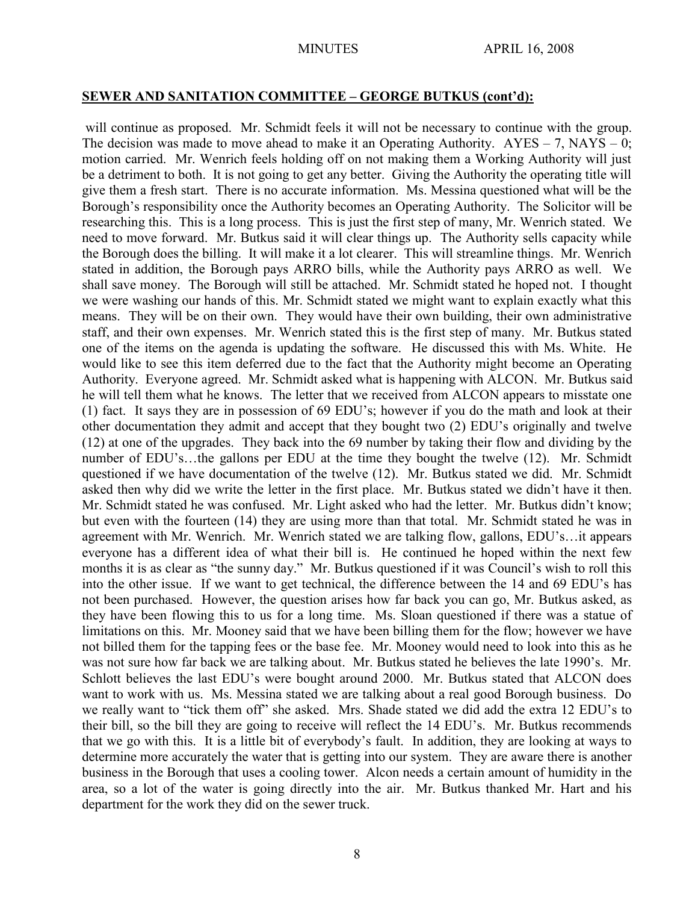## SEWER AND SANITATION COMMITTEE – GEORGE BUTKUS (cont'd):

will continue as proposed. Mr. Schmidt feels it will not be necessary to continue with the group. The decision was made to move ahead to make it an Operating Authority. AYES – 7, NAYS – 0; motion carried. Mr. Wenrich feels holding off on not making them a Working Authority will just be a detriment to both. It is not going to get any better. Giving the Authority the operating title will give them a fresh start. There is no accurate information. Ms. Messina questioned what will be the Borough's responsibility once the Authority becomes an Operating Authority. The Solicitor will be researching this. This is a long process. This is just the first step of many, Mr. Wenrich stated. We need to move forward. Mr. Butkus said it will clear things up. The Authority sells capacity while the Borough does the billing. It will make it a lot clearer. This will streamline things. Mr. Wenrich stated in addition, the Borough pays ARRO bills, while the Authority pays ARRO as well. We shall save money. The Borough will still be attached. Mr. Schmidt stated he hoped not. I thought we were washing our hands of this. Mr. Schmidt stated we might want to explain exactly what this means. They will be on their own. They would have their own building, their own administrative staff, and their own expenses. Mr. Wenrich stated this is the first step of many. Mr. Butkus stated one of the items on the agenda is updating the software. He discussed this with Ms. White. He would like to see this item deferred due to the fact that the Authority might become an Operating Authority. Everyone agreed. Mr. Schmidt asked what is happening with ALCON. Mr. Butkus said he will tell them what he knows. The letter that we received from ALCON appears to misstate one (1) fact. It says they are in possession of 69 EDU's; however if you do the math and look at their other documentation they admit and accept that they bought two (2) EDU's originally and twelve (12) at one of the upgrades. They back into the 69 number by taking their flow and dividing by the number of EDU's…the gallons per EDU at the time they bought the twelve (12). Mr. Schmidt questioned if we have documentation of the twelve (12). Mr. Butkus stated we did. Mr. Schmidt asked then why did we write the letter in the first place. Mr. Butkus stated we didn't have it then. Mr. Schmidt stated he was confused. Mr. Light asked who had the letter. Mr. Butkus didn't know; but even with the fourteen (14) they are using more than that total. Mr. Schmidt stated he was in agreement with Mr. Wenrich. Mr. Wenrich stated we are talking flow, gallons, EDU's…it appears everyone has a different idea of what their bill is. He continued he hoped within the next few months it is as clear as "the sunny day." Mr. Butkus questioned if it was Council's wish to roll this into the other issue. If we want to get technical, the difference between the 14 and 69 EDU's has not been purchased. However, the question arises how far back you can go, Mr. Butkus asked, as they have been flowing this to us for a long time. Ms. Sloan questioned if there was a statue of limitations on this. Mr. Mooney said that we have been billing them for the flow; however we have not billed them for the tapping fees or the base fee. Mr. Mooney would need to look into this as he was not sure how far back we are talking about. Mr. Butkus stated he believes the late 1990's. Mr. Schlott believes the last EDU's were bought around 2000. Mr. Butkus stated that ALCON does want to work with us. Ms. Messina stated we are talking about a real good Borough business. Do we really want to "tick them off" she asked. Mrs. Shade stated we did add the extra 12 EDU's to their bill, so the bill they are going to receive will reflect the 14 EDU's. Mr. Butkus recommends that we go with this. It is a little bit of everybody's fault. In addition, they are looking at ways to determine more accurately the water that is getting into our system. They are aware there is another business in the Borough that uses a cooling tower. Alcon needs a certain amount of humidity in the area, so a lot of the water is going directly into the air. Mr. Butkus thanked Mr. Hart and his department for the work they did on the sewer truck.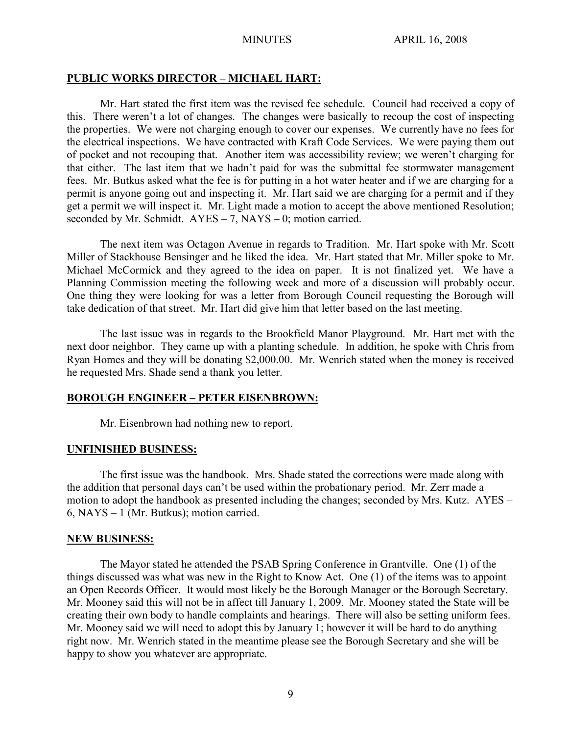## PUBLIC WORKS DIRECTOR – MICHAEL HART:

Mr. Hart stated the first item was the revised fee schedule. Council had received a copy of this. There weren't a lot of changes. The changes were basically to recoup the cost of inspecting the properties. We were not charging enough to cover our expenses. We currently have no fees for the electrical inspections. We have contracted with Kraft Code Services. We were paying them out of pocket and not recouping that. Another item was accessibility review; we weren't charging for that either. The last item that we hadn't paid for was the submittal fee stormwater management fees. Mr. Butkus asked what the fee is for putting in a hot water heater and if we are charging for a permit is anyone going out and inspecting it. Mr. Hart said we are charging for a permit and if they get a permit we will inspect it. Mr. Light made a motion to accept the above mentioned Resolution; seconded by Mr. Schmidt. AYES – 7, NAYS – 0; motion carried.

The next item was Octagon Avenue in regards to Tradition. Mr. Hart spoke with Mr. Scott Miller of Stackhouse Bensinger and he liked the idea. Mr. Hart stated that Mr. Miller spoke to Mr. Michael McCormick and they agreed to the idea on paper. It is not finalized yet. We have a Planning Commission meeting the following week and more of a discussion will probably occur. One thing they were looking for was a letter from Borough Council requesting the Borough will take dedication of that street. Mr. Hart did give him that letter based on the last meeting.

The last issue was in regards to the Brookfield Manor Playground. Mr. Hart met with the next door neighbor. They came up with a planting schedule. In addition, he spoke with Chris from Ryan Homes and they will be donating $2,000.00. Mr. Wenrich stated when the money is received he requested Mrs. Shade send a thank you letter.

## BOROUGH ENGINEER – PETER EISENBROWN:

Mr. Eisenbrown had nothing new to report.

## UNFINISHED BUSINESS:

The first issue was the handbook. Mrs. Shade stated the corrections were made along with the addition that personal days can't be used within the probationary period. Mr. Zerr made a motion to adopt the handbook as presented including the changes; seconded by Mrs. Kutz. AYES – 6, NAYS – 1 (Mr. Butkus); motion carried.

## NEW BUSINESS:

The Mayor stated he attended the PSAB Spring Conference in Grantville. One (1) of the things discussed was what was new in the Right to Know Act. One (1) of the items was to appoint an Open Records Officer. It would most likely be the Borough Manager or the Borough Secretary. Mr. Mooney said this will not be in affect till January 1, 2009. Mr. Mooney stated the State will be creating their own body to handle complaints and hearings. There will also be setting uniform fees. Mr. Mooney said we will need to adopt this by January 1; however it will be hard to do anything right now. Mr. Wenrich stated in the meantime please see the Borough Secretary and she will be happy to show you whatever are appropriate.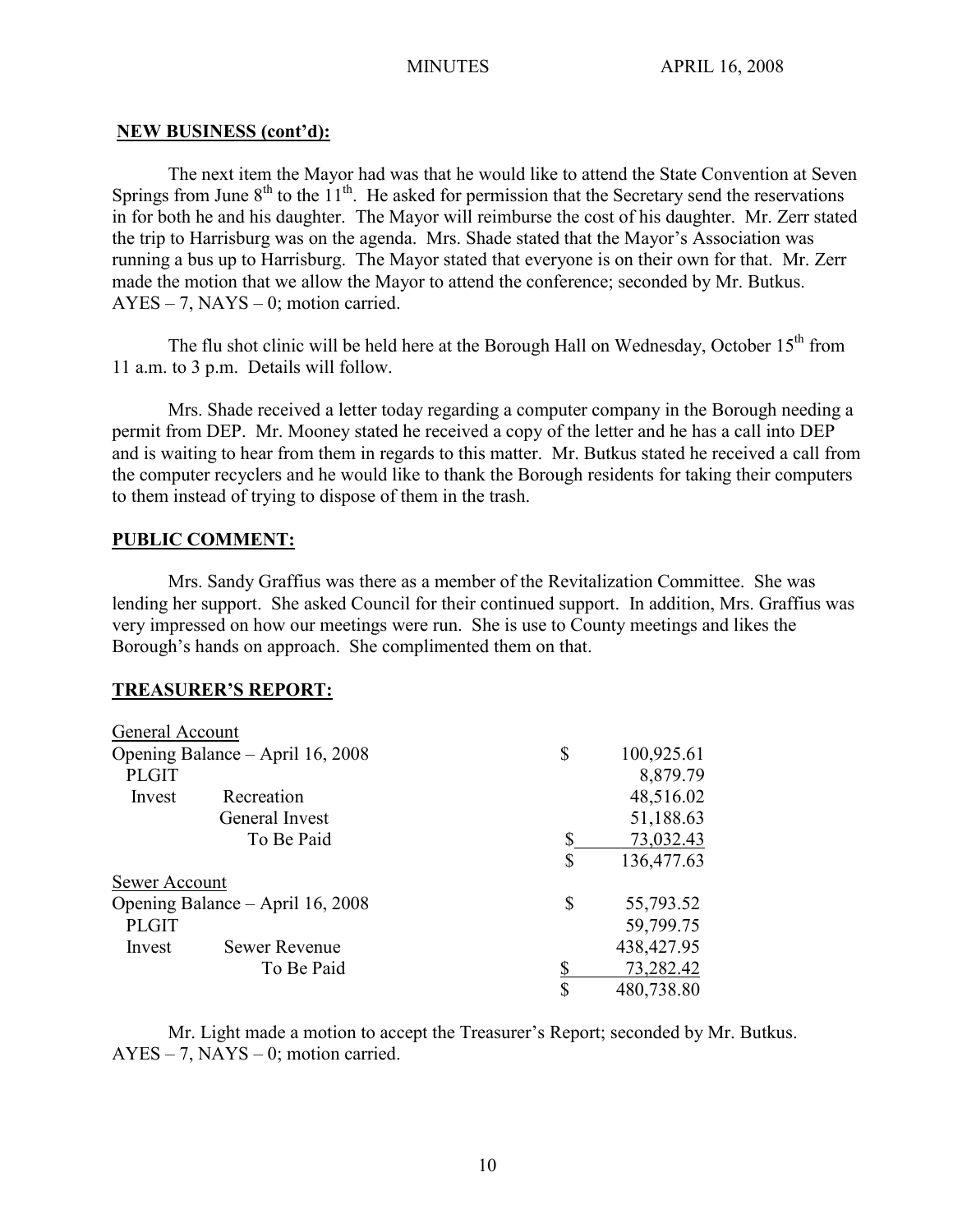**NEW BUSINESS (cont'd):**

The next item the Mayor had was that he would like to attend the State Convention at Seven Springs from June 8th to the 11th. He asked for permission that the Secretary send the reservations in for both he and his daughter. The Mayor will reimburse the cost of his daughter. Mr. Zerr stated the trip to Harrisburg was on the agenda. Mrs. Shade stated that the Mayor's Association was running a bus up to Harrisburg. The Mayor stated that everyone is on their own for that. Mr. Zerr made the motion that we allow the Mayor to attend the conference; seconded by Mr. Butkus. AYES – 7, NAYS – 0; motion carried.

The flu shot clinic will be held here at the Borough Hall on Wednesday, October 15th from 11 a.m. to 3 p.m. Details will follow.

Mrs. Shade received a letter today regarding a computer company in the Borough needing a permit from DEP. Mr. Mooney stated he received a copy of the letter and he has a call into DEP and is waiting to hear from them in regards to this matter. Mr. Butkus stated he received a call from the computer recyclers and he would like to thank the Borough residents for taking their computers to them instead of trying to dispose of them in the trash.

**PUBLIC COMMENT:**

Mrs. Sandy Graffius was there as a member of the Revitalization Committee. She was lending her support. She asked Council for their continued support. In addition, Mrs. Graffius was very impressed on how our meetings were run. She is use to County meetings and likes the Borough's hands on approach. She complimented them on that.

**TREASURER'S REPORT:**

| | | | |
|---|---|---|---|
| General Account | | | |
| Opening Balance – April 16, 2008 | | $ | 100,925.61 |
| PLGIT | | | 8,879.79 |
| Invest | Recreation | | 48,516.02 |
| | General Invest | | 51,188.63 |
| | To Be Paid | $ | 73,032.43 |
| | | $ | 136,477.63 |
| Sewer Account | | | |
| Opening Balance – April 16, 2008 | | $ | 55,793.52 |
| PLGIT | | | 59,799.75 |
| Invest | Sewer Revenue | | 438,427.95 |
| | To Be Paid | $ | 73,282.42 |
| | | $ | 480,738.80 |

Mr. Light made a motion to accept the Treasurer's Report; seconded by Mr. Butkus. AYES – 7, NAYS – 0; motion carried.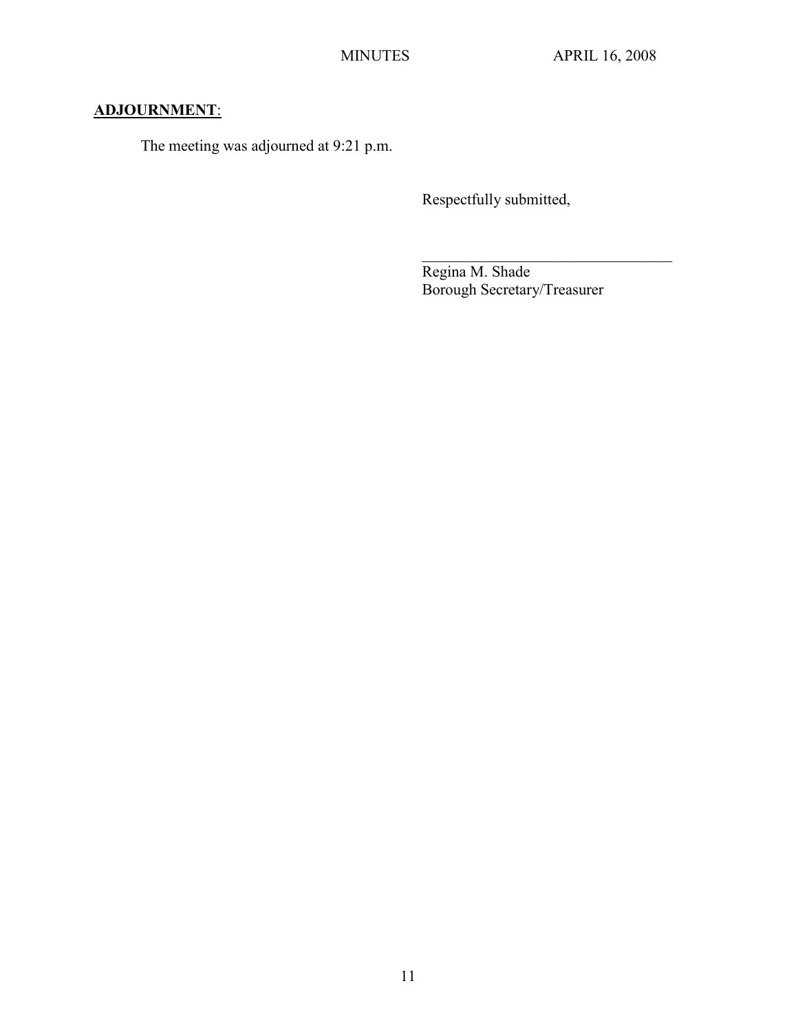**ADJOURNMENT**:

The meeting was adjourned at 9:21 p.m.

Respectfully submitted,

Regina M. Shade
Borough Secretary/Treasurer